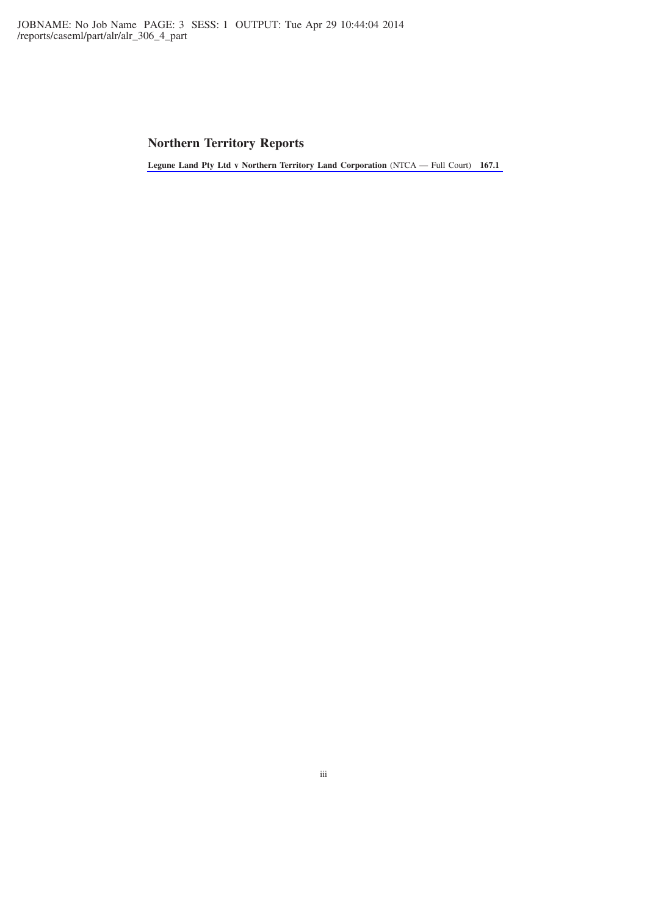## Northern Territory Reports

**Legune Land Pty Ltd v Northern Territory Land Corporation** (NTCA — Full Court) **167.1**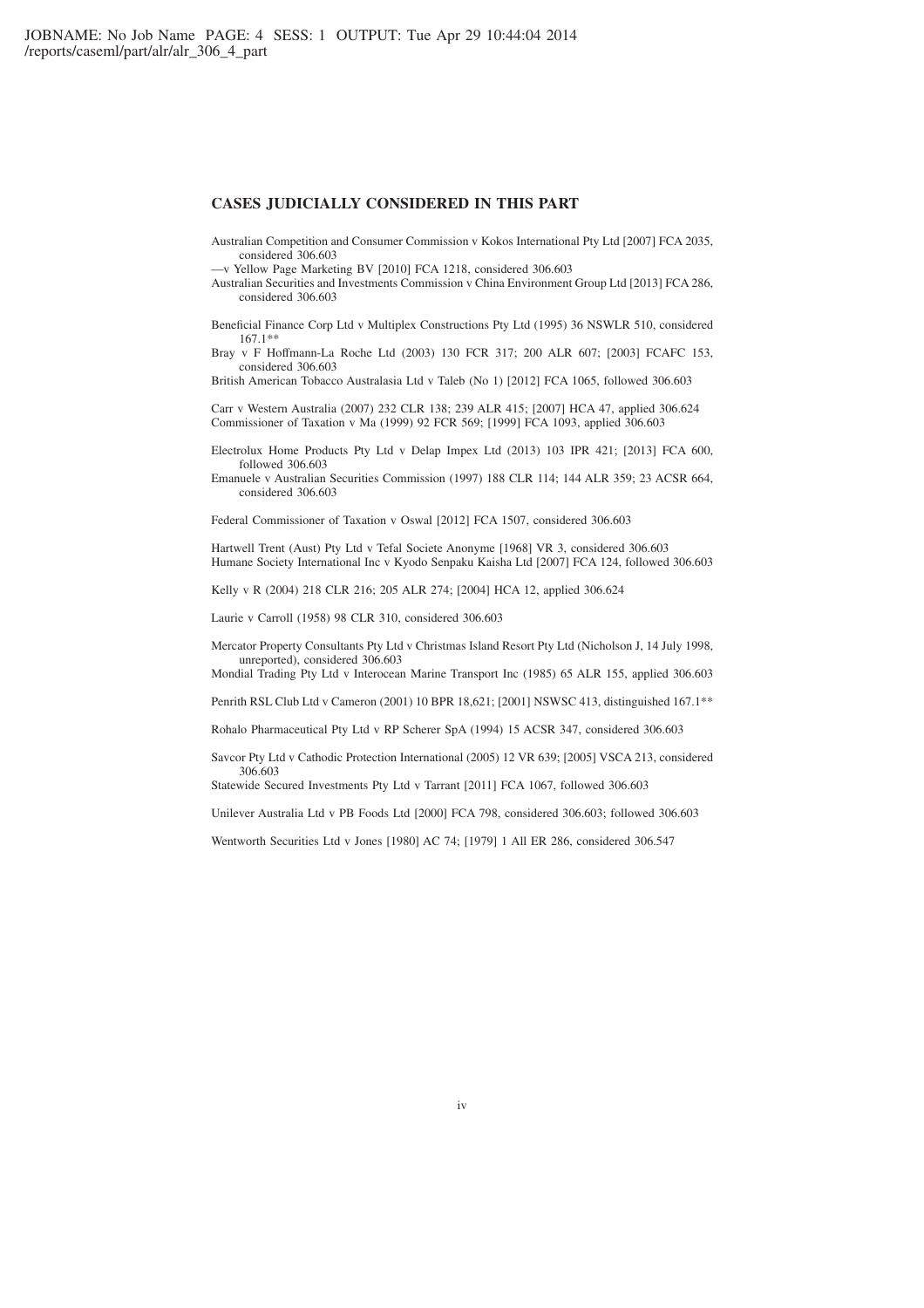## CASES JUDICIALLY CONSIDERED IN THIS PART

Australian Competition and Consumer Commission v Kokos International Pty Ltd [2007] FCA 2035, considered 306.603

—v Yellow Page Marketing BV [2010] FCA 1218, considered 306.603

Australian Securities and Investments Commission v China Environment Group Ltd [2013] FCA 286, considered 306.603

Beneficial Finance Corp Ltd v Multiplex Constructions Pty Ltd (1995) 36 NSWLR 510, considered 167.1**

Bray v F Hoffmann-La Roche Ltd (2003) 130 FCR 317; 200 ALR 607; [2003] FCAFC 153, considered 306.603

British American Tobacco Australasia Ltd v Taleb (No 1) [2012] FCA 1065, followed 306.603

Carr v Western Australia (2007) 232 CLR 138; 239 ALR 415; [2007] HCA 47, applied 306.624

Commissioner of Taxation v Ma (1999) 92 FCR 569; [1999] FCA 1093, applied 306.603

Electrolux Home Products Pty Ltd v Delap Impex Ltd (2013) 103 IPR 421; [2013] FCA 600, followed 306.603

Emanuele v Australian Securities Commission (1997) 188 CLR 114; 144 ALR 359; 23 ACSR 664, considered 306.603

Federal Commissioner of Taxation v Oswal [2012] FCA 1507, considered 306.603

Hartwell Trent (Aust) Pty Ltd v Tefal Societe Anonyme [1968] VR 3, considered 306.603

Humane Society International Inc v Kyodo Senpaku Kaisha Ltd [2007] FCA 124, followed 306.603

Kelly v R (2004) 218 CLR 216; 205 ALR 274; [2004] HCA 12, applied 306.624

Laurie v Carroll (1958) 98 CLR 310, considered 306.603

Mercator Property Consultants Pty Ltd v Christmas Island Resort Pty Ltd (Nicholson J, 14 July 1998, unreported), considered 306.603

Mondial Trading Pty Ltd v Interocean Marine Transport Inc (1985) 65 ALR 155, applied 306.603

Penrith RSL Club Ltd v Cameron (2001) 10 BPR 18,621; [2001] NSWSC 413, distinguished 167.1**

Rohalo Pharmaceutical Pty Ltd v RP Scherer SpA (1994) 15 ACSR 347, considered 306.603

Savcor Pty Ltd v Cathodic Protection International (2005) 12 VR 639; [2005] VSCA 213, considered 306.603

Statewide Secured Investments Pty Ltd v Tarrant [2011] FCA 1067, followed 306.603

Unilever Australia Ltd v PB Foods Ltd [2000] FCA 798, considered 306.603; followed 306.603

Wentworth Securities Ltd v Jones [1980] AC 74; [1979] 1 All ER 286, considered 306.547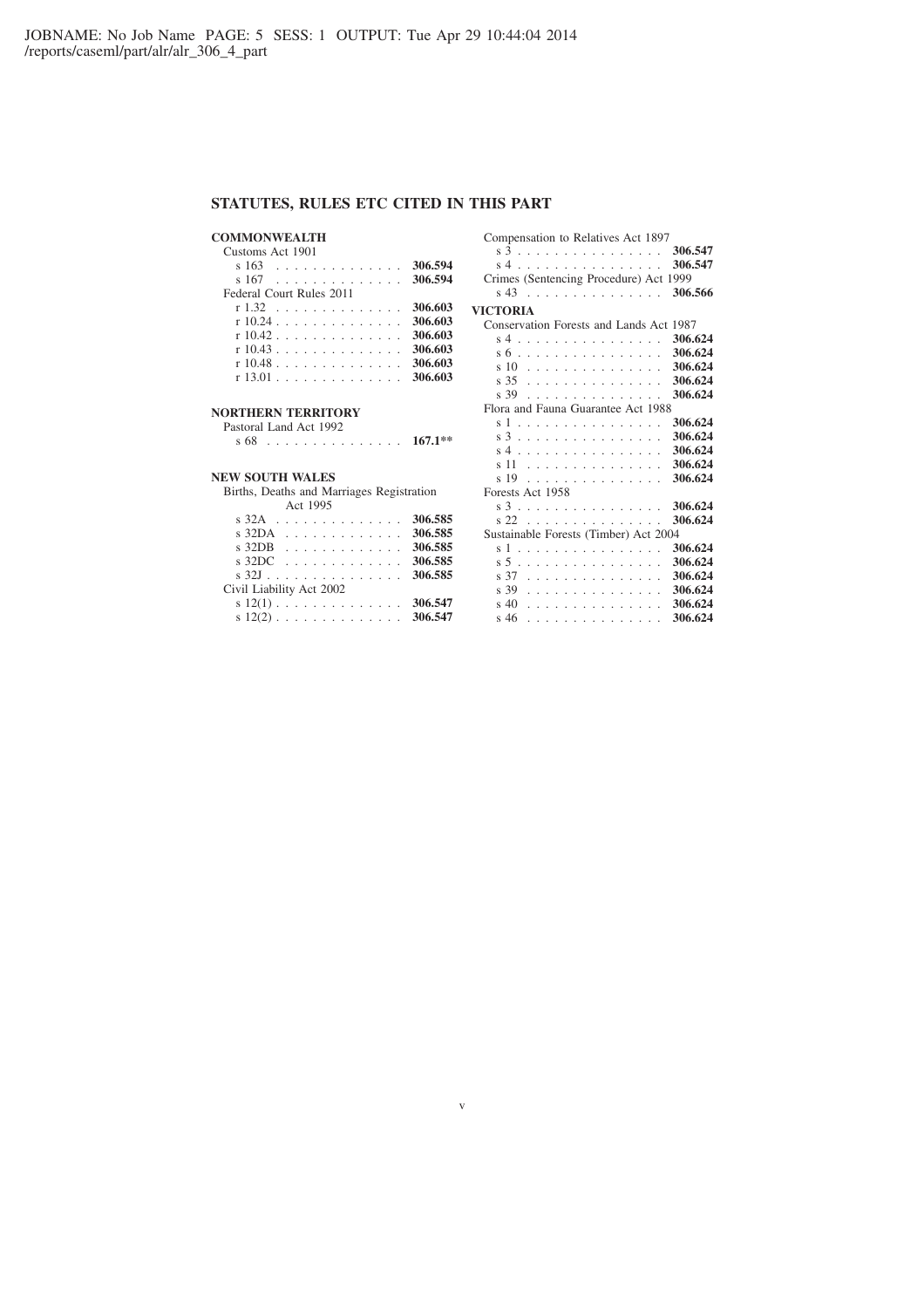## STATUTES, RULES ETC CITED IN THIS PART

### COMMONWEALTH

Customs Act 1901

- s 163 . . . . . . . . . . . . . . **306.594**
- s 167 . . . . . . . . . . . . . . **306.594**

Federal Court Rules 2011

- r 1.32 . . . . . . . . . . . . . . **306.603**
- r 10.24 . . . . . . . . . . . . . . **306.603**
- r 10.42 . . . . . . . . . . . . . . **306.603**
- r 10.43 . . . . . . . . . . . . . . **306.603**
- r 10.48 . . . . . . . . . . . . . . **306.603**
- r 13.01 . . . . . . . . . . . . . . **306.603**

### NORTHERN TERRITORY

Pastoral Land Act 1992

- s 68 . . . . . . . . . . . . . . **167.1****

### NEW SOUTH WALES

Births, Deaths and Marriages Registration Act 1995

- s 32A . . . . . . . . . . . . . . **306.585**
- s 32DA . . . . . . . . . . . . . **306.585**
- s 32DB . . . . . . . . . . . . . **306.585**
- s 32DC . . . . . . . . . . . . . **306.585**
- s 32J . . . . . . . . . . . . . . **306.585**

Civil Liability Act 2002

- s 12(1) . . . . . . . . . . . . . **306.547**
- s 12(2) . . . . . . . . . . . . . **306.547**

Compensation to Relatives Act 1897

- s 3 . . . . . . . . . . . . . . . . **306.547**
- s 4 . . . . . . . . . . . . . . . . **306.547**

Crimes (Sentencing Procedure) Act 1999

- s 43 . . . . . . . . . . . . . . . **306.566**

### VICTORIA

Conservation Forests and Lands Act 1987

- s 4 . . . . . . . . . . . . . . . . **306.624**
- s 6 . . . . . . . . . . . . . . . . **306.624**
- s 10 . . . . . . . . . . . . . . . **306.624**
- s 35 . . . . . . . . . . . . . . . **306.624**
- s 39 . . . . . . . . . . . . . . . **306.624**

Flora and Fauna Guarantee Act 1988

- s 1 . . . . . . . . . . . . . . . . **306.624**
- s 3 . . . . . . . . . . . . . . . . **306.624**
- s 4 . . . . . . . . . . . . . . . . **306.624**
- s 11 . . . . . . . . . . . . . . . **306.624**
- s 19 . . . . . . . . . . . . . . . **306.624**

Forests Act 1958

- s 3 . . . . . . . . . . . . . . . . **306.624**
- s 22 . . . . . . . . . . . . . . . **306.624**

Sustainable Forests (Timber) Act 2004

- s 1 . . . . . . . . . . . . . . . . **306.624**
- s 5 . . . . . . . . . . . . . . . . **306.624**
- s 37 . . . . . . . . . . . . . . . **306.624**
- s 39 . . . . . . . . . . . . . . . **306.624**
- s 40 . . . . . . . . . . . . . . . **306.624**
- s 46 . . . . . . . . . . . . . . . **306.624**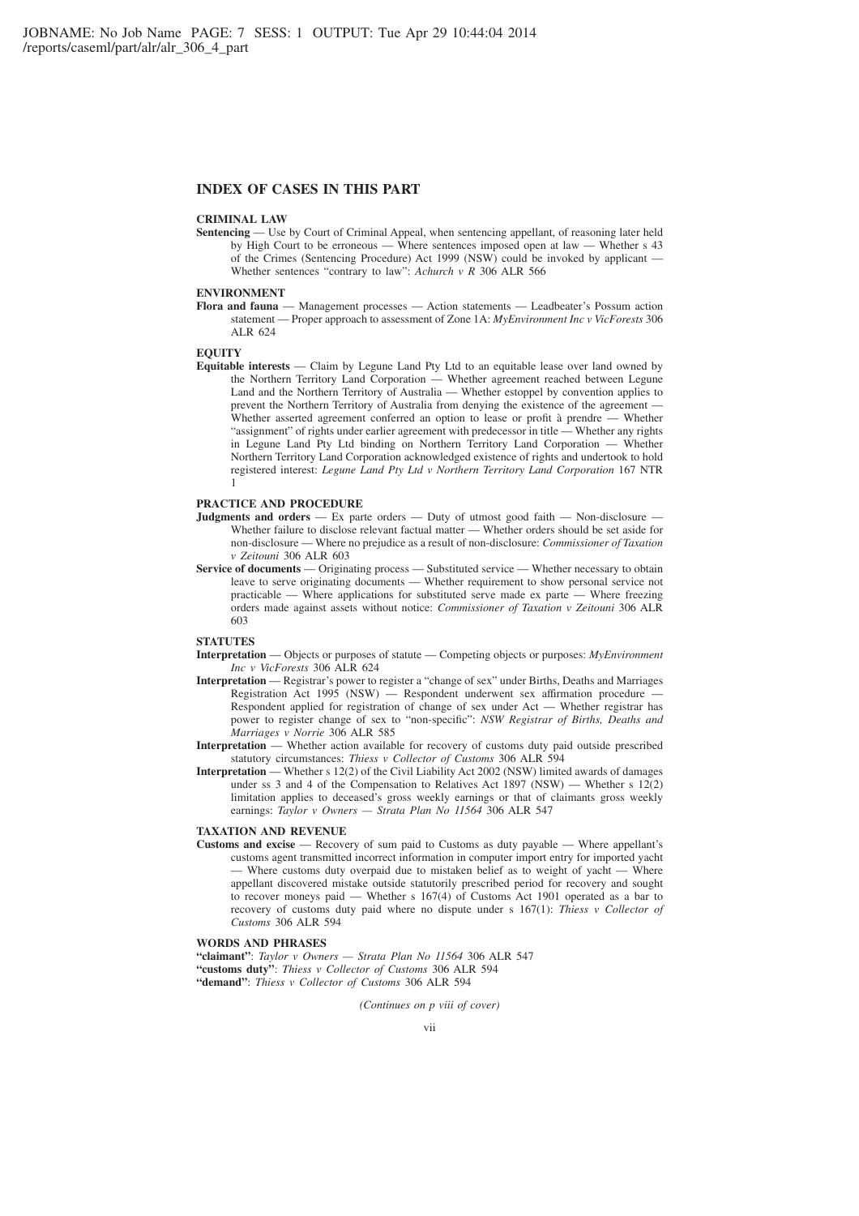## INDEX OF CASES IN THIS PART

### CRIMINAL LAW

**Sentencing** — Use by Court of Criminal Appeal, when sentencing appellant, of reasoning later held by High Court to be erroneous — Where sentences imposed open at law — Whether s 43 of the Crimes (Sentencing Procedure) Act 1999 (NSW) could be invoked by applicant — Whether sentences "contrary to law": *Achurch v R* 306 ALR 566

### ENVIRONMENT

**Flora and fauna** — Management processes — Action statements — Leadbeater's Possum action statement — Proper approach to assessment of Zone 1A: *MyEnvironment Inc v VicForests* 306 ALR 624

### EQUITY

**Equitable interests** — Claim by Legune Land Pty Ltd to an equitable lease over land owned by the Northern Territory Land Corporation — Whether agreement reached between Legune Land and the Northern Territory of Australia — Whether estoppel by convention applies to prevent the Northern Territory of Australia from denying the existence of the agreement — Whether asserted agreement conferred an option to lease or profit à prendre — Whether "assignment" of rights under earlier agreement with predecessor in title — Whether any rights in Legune Land Pty Ltd binding on Northern Territory Land Corporation — Whether Northern Territory Land Corporation acknowledged existence of rights and undertook to hold registered interest: *Legune Land Pty Ltd v Northern Territory Land Corporation* 167 NTR 1

### PRACTICE AND PROCEDURE

**Judgments and orders** — Ex parte orders — Duty of utmost good faith — Non-disclosure — Whether failure to disclose relevant factual matter — Whether orders should be set aside for non-disclosure — Where no prejudice as a result of non-disclosure: *Commissioner of Taxation v Zeitouni* 306 ALR 603

**Service of documents** — Originating process — Substituted service — Whether necessary to obtain leave to serve originating documents — Whether requirement to show personal service not practicable — Where applications for substituted serve made ex parte — Where freezing orders made against assets without notice: *Commissioner of Taxation v Zeitouni* 306 ALR 603

### STATUTES

**Interpretation** — Objects or purposes of statute — Competing objects or purposes: *MyEnvironment Inc v VicForests* 306 ALR 624

**Interpretation** — Registrar's power to register a "change of sex" under Births, Deaths and Marriages Registration Act 1995 (NSW) — Respondent underwent sex affirmation procedure — Respondent applied for registration of change of sex under Act — Whether registrar has power to register change of sex to "non-specific": *NSW Registrar of Births, Deaths and Marriages v Norrie* 306 ALR 585

**Interpretation** — Whether action available for recovery of customs duty paid outside prescribed statutory circumstances: *Thiess v Collector of Customs* 306 ALR 594

**Interpretation** — Whether s 12(2) of the Civil Liability Act 2002 (NSW) limited awards of damages under ss 3 and 4 of the Compensation to Relatives Act 1897 (NSW) — Whether s 12(2) limitation applies to deceased's gross weekly earnings or that of claimants gross weekly earnings: *Taylor v Owners — Strata Plan No 11564* 306 ALR 547

### TAXATION AND REVENUE

**Customs and excise** — Recovery of sum paid to Customs as duty payable — Where appellant's customs agent transmitted incorrect information in computer import entry for imported yacht — Where customs duty overpaid due to mistaken belief as to weight of yacht — Where appellant discovered mistake outside statutorily prescribed period for recovery and sought to recover moneys paid — Whether s 167(4) of Customs Act 1901 operated as a bar to recovery of customs duty paid where no dispute under s 167(1): *Thiess v Collector of Customs* 306 ALR 594

### WORDS AND PHRASES

**"claimant"**: *Taylor v Owners — Strata Plan No 11564* 306 ALR 547
**"customs duty"**: *Thiess v Collector of Customs* 306 ALR 594
**"demand"**: *Thiess v Collector of Customs* 306 ALR 594

*(Continues on p viii of cover)*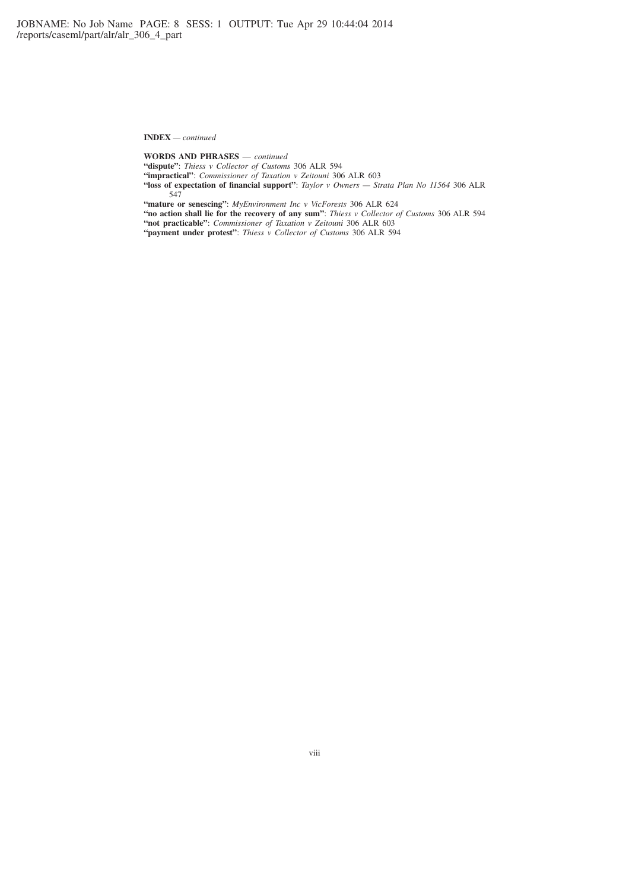**INDEX** — *continued*

**WORDS AND PHRASES** — *continued*

**"dispute"**: *Thiess v Collector of Customs* 306 ALR 594

**"impractical"**: *Commissioner of Taxation v Zeitouni* 306 ALR 603

**"loss of expectation of financial support"**: *Taylor v Owners — Strata Plan No 11564* 306 ALR 547

**"mature or senescing"**: *MyEnvironment Inc v VicForests* 306 ALR 624

**"no action shall lie for the recovery of any sum"**: *Thiess v Collector of Customs* 306 ALR 594

**"not practicable"**: *Commissioner of Taxation v Zeitouni* 306 ALR 603

**"payment under protest"**: *Thiess v Collector of Customs* 306 ALR 594